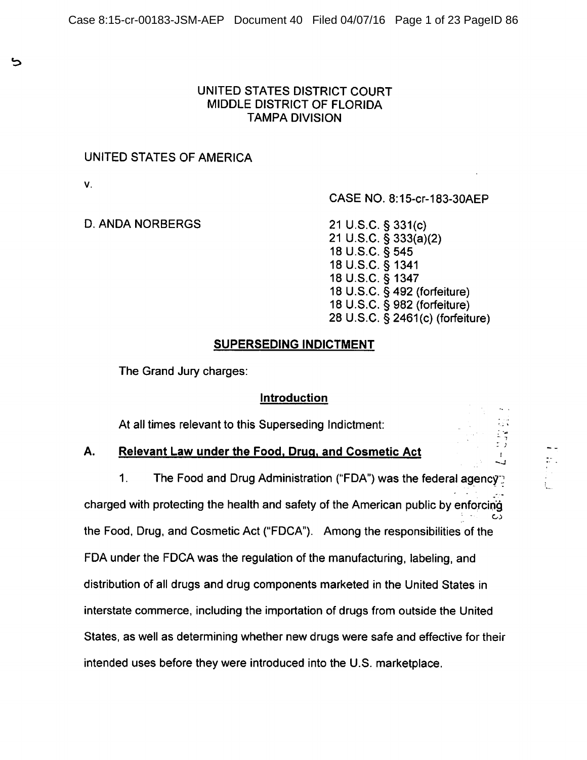UNITED STATES DISTRICT COURT
MIDDLE DISTRICT OF FLORIDA
TAMPA DIVISION

UNITED STATES OF AMERICA

v.

CASE NO. 8:15-cr-183-30AEP

D. ANDA NORBERGS

21 U.S.C. § 331(c)
21 U.S.C. § 333(a)(2)
18 U.S.C. § 545
18 U.S.C. § 1341
18 U.S.C. § 1347
18 U.S.C. § 492 (forfeiture)
18 U.S.C. § 982 (forfeiture)
28 U.S.C. § 2461(c) (forfeiture)

## SUPERSEDING INDICTMENT

The Grand Jury charges:

### Introduction

At all times relevant to this Superseding Indictment:

### A. Relevant Law under the Food, Drug, and Cosmetic Act

1. The Food and Drug Administration ("FDA") was the federal agency charged with protecting the health and safety of the American public by enforcing the Food, Drug, and Cosmetic Act ("FDCA"). Among the responsibilities of the FDA under the FDCA was the regulation of the manufacturing, labeling, and distribution of all drugs and drug components marketed in the United States in interstate commerce, including the importation of drugs from outside the United States, as well as determining whether new drugs were safe and effective for their intended uses before they were introduced into the U.S. marketplace.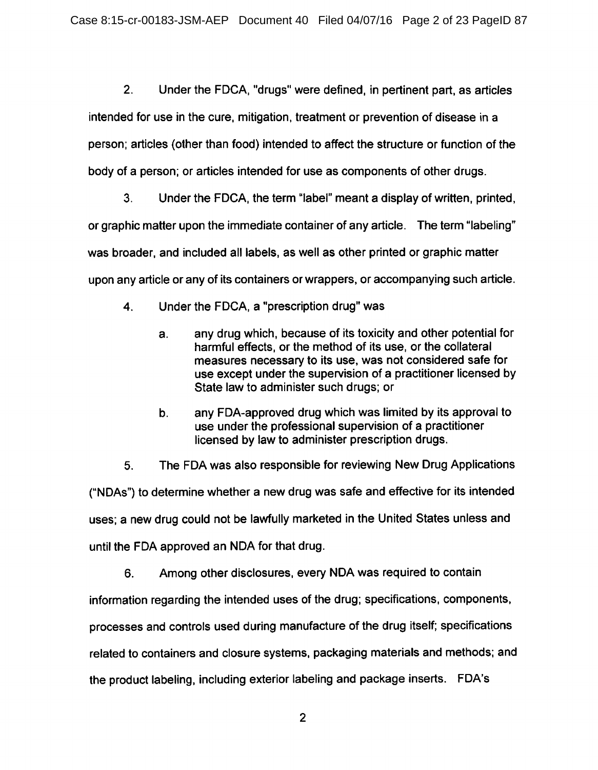2. Under the FDCA, "drugs" were defined, in pertinent part, as articles intended for use in the cure, mitigation, treatment or prevention of disease in a person; articles (other than food) intended to affect the structure or function of the body of a person; or articles intended for use as components of other drugs.

3. Under the FDCA, the term "label" meant a display of written, printed, or graphic matter upon the immediate container of any article. The term "labeling" was broader, and included all labels, as well as other printed or graphic matter upon any article or any of its containers or wrappers, or accompanying such article.

4. Under the FDCA, a "prescription drug" was

   a. any drug which, because of its toxicity and other potential for harmful effects, or the method of its use, or the collateral measures necessary to its use, was not considered safe for use except under the supervision of a practitioner licensed by State law to administer such drugs; or

   b. any FDA-approved drug which was limited by its approval to use under the professional supervision of a practitioner licensed by law to administer prescription drugs.

5. The FDA was also responsible for reviewing New Drug Applications ("NDAs") to determine whether a new drug was safe and effective for its intended uses; a new drug could not be lawfully marketed in the United States unless and until the FDA approved an NDA for that drug.

6. Among other disclosures, every NDA was required to contain information regarding the intended uses of the drug; specifications, components, processes and controls used during manufacture of the drug itself; specifications related to containers and closure systems, packaging materials and methods; and the product labeling, including exterior labeling and package inserts. FDA's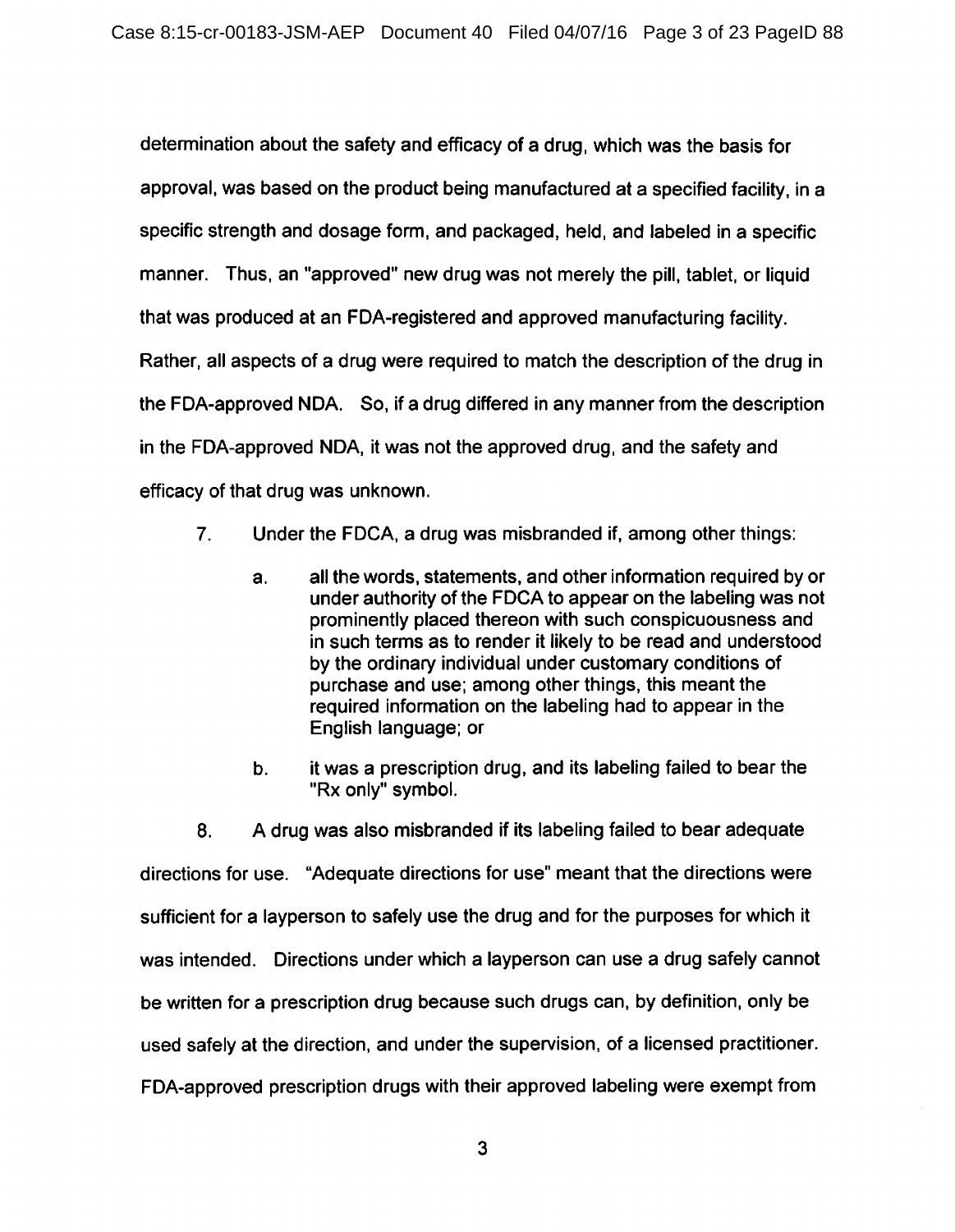determination about the safety and efficacy of a drug, which was the basis for approval, was based on the product being manufactured at a specified facility, in a specific strength and dosage form, and packaged, held, and labeled in a specific manner. Thus, an "approved" new drug was not merely the pill, tablet, or liquid that was produced at an FDA-registered and approved manufacturing facility. Rather, all aspects of a drug were required to match the description of the drug in the FDA-approved NDA. So, if a drug differed in any manner from the description in the FDA-approved NDA, it was not the approved drug, and the safety and efficacy of that drug was unknown.

7. Under the FDCA, a drug was misbranded if, among other things:

   a. all the words, statements, and other information required by or under authority of the FDCA to appear on the labeling was not prominently placed thereon with such conspicuousness and in such terms as to render it likely to be read and understood by the ordinary individual under customary conditions of purchase and use; among other things, this meant the required information on the labeling had to appear in the English language; or

   b. it was a prescription drug, and its labeling failed to bear the "Rx only" symbol.

8. A drug was also misbranded if its labeling failed to bear adequate directions for use. "Adequate directions for use" meant that the directions were sufficient for a layperson to safely use the drug and for the purposes for which it was intended. Directions under which a layperson can use a drug safely cannot be written for a prescription drug because such drugs can, by definition, only be used safely at the direction, and under the supervision, of a licensed practitioner. FDA-approved prescription drugs with their approved labeling were exempt from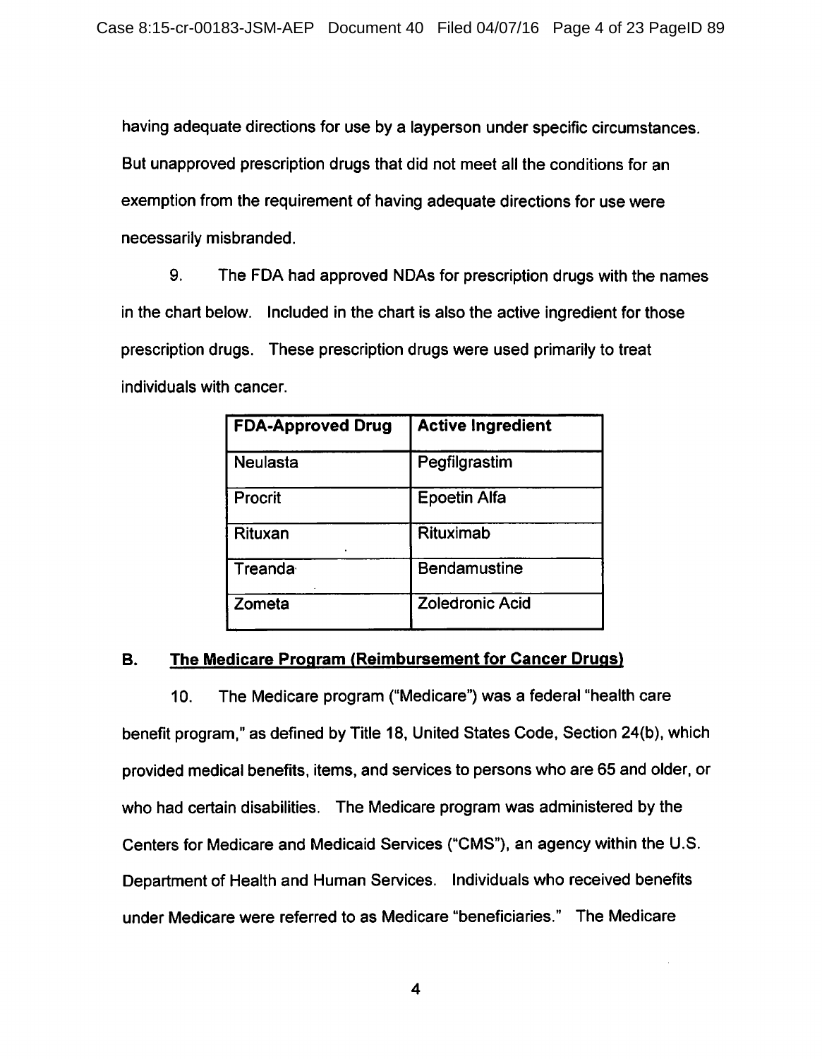having adequate directions for use by a layperson under specific circumstances. But unapproved prescription drugs that did not meet all the conditions for an exemption from the requirement of having adequate directions for use were necessarily misbranded.

9. The FDA had approved NDAs for prescription drugs with the names in the chart below. Included in the chart is also the active ingredient for those prescription drugs. These prescription drugs were used primarily to treat individuals with cancer.

| FDA-Approved Drug | Active Ingredient |
|---|---|
| Neulasta | Pegfilgrastim |
| Procrit | Epoetin Alfa |
| Rituxan | Rituximab |
| Treanda | Bendamustine |
| Zometa | Zoledronic Acid |

### B. The Medicare Program (Reimbursement for Cancer Drugs)

10. The Medicare program ("Medicare") was a federal "health care benefit program," as defined by Title 18, United States Code, Section 24(b), which provided medical benefits, items, and services to persons who are 65 and older, or who had certain disabilities. The Medicare program was administered by the Centers for Medicare and Medicaid Services ("CMS"), an agency within the U.S. Department of Health and Human Services. Individuals who received benefits under Medicare were referred to as Medicare "beneficiaries." The Medicare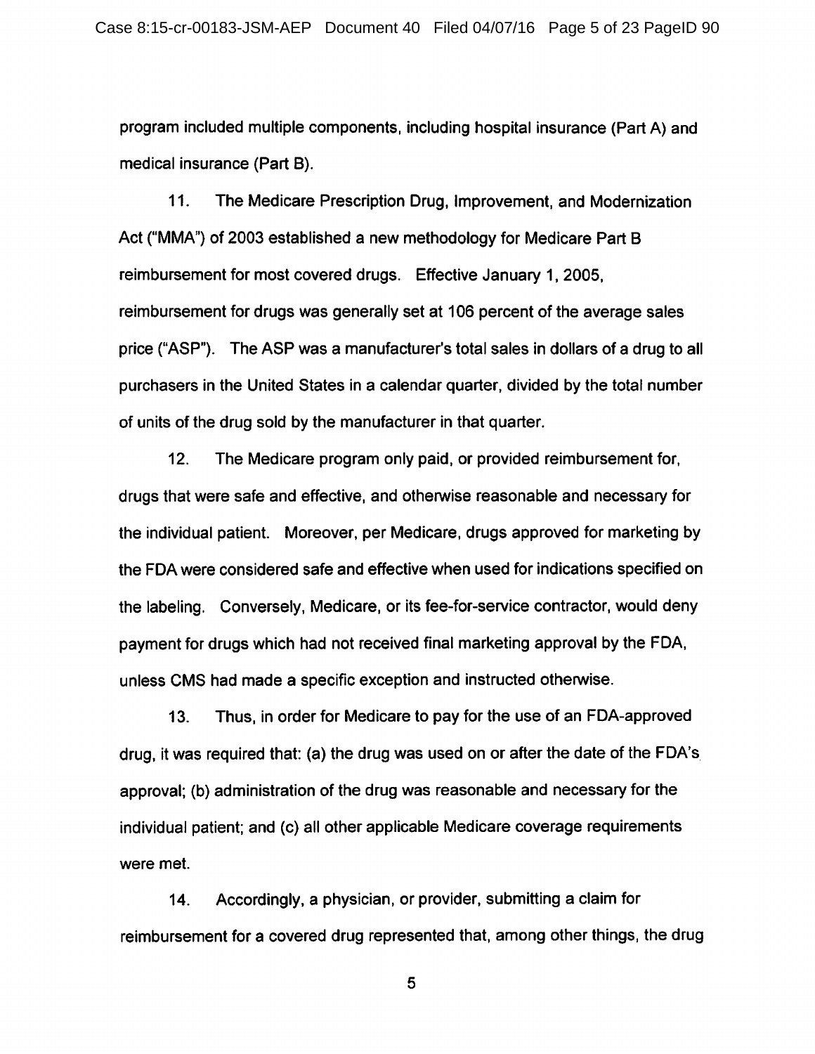program included multiple components, including hospital insurance (Part A) and medical insurance (Part B).

11. The Medicare Prescription Drug, Improvement, and Modernization Act ("MMA") of 2003 established a new methodology for Medicare Part B reimbursement for most covered drugs. Effective January 1, 2005, reimbursement for drugs was generally set at 106 percent of the average sales price ("ASP"). The ASP was a manufacturer's total sales in dollars of a drug to all purchasers in the United States in a calendar quarter, divided by the total number of units of the drug sold by the manufacturer in that quarter.

12. The Medicare program only paid, or provided reimbursement for, drugs that were safe and effective, and otherwise reasonable and necessary for the individual patient. Moreover, per Medicare, drugs approved for marketing by the FDA were considered safe and effective when used for indications specified on the labeling. Conversely, Medicare, or its fee-for-service contractor, would deny payment for drugs which had not received final marketing approval by the FDA, unless CMS had made a specific exception and instructed otherwise.

13. Thus, in order for Medicare to pay for the use of an FDA-approved drug, it was required that: (a) the drug was used on or after the date of the FDA's approval; (b) administration of the drug was reasonable and necessary for the individual patient; and (c) all other applicable Medicare coverage requirements were met.

14. Accordingly, a physician, or provider, submitting a claim for reimbursement for a covered drug represented that, among other things, the drug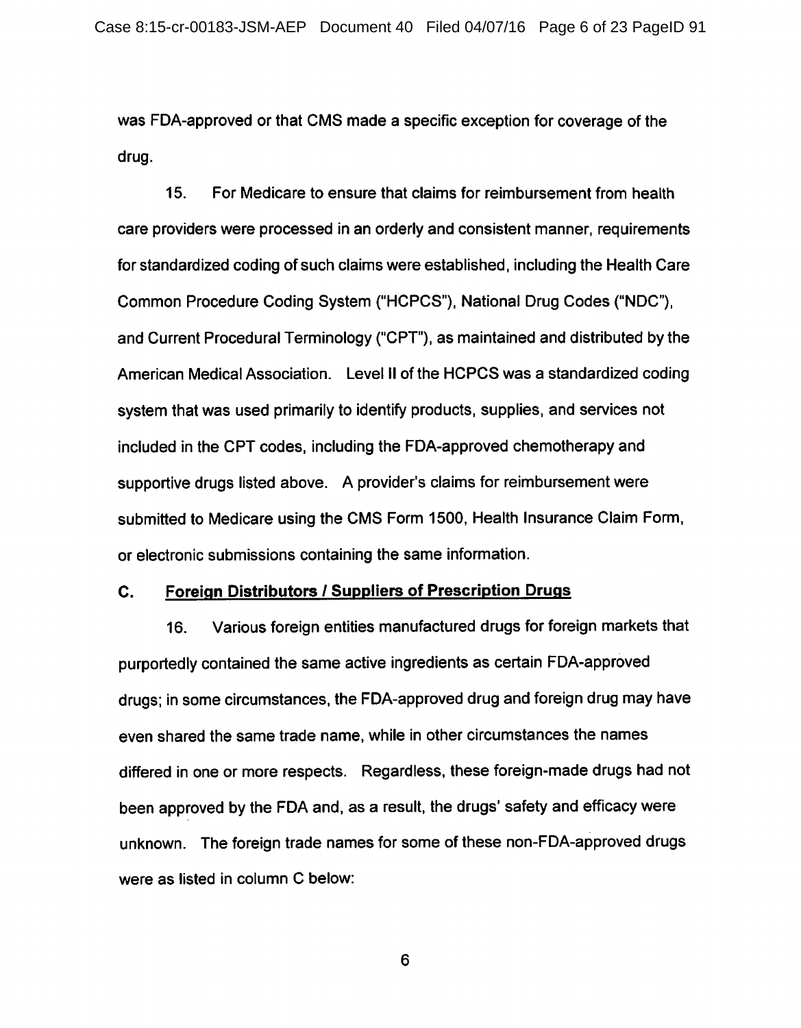was FDA-approved or that CMS made a specific exception for coverage of the drug.

15. For Medicare to ensure that claims for reimbursement from health care providers were processed in an orderly and consistent manner, requirements for standardized coding of such claims were established, including the Health Care Common Procedure Coding System ("HCPCS"), National Drug Codes ("NDC"), and Current Procedural Terminology ("CPT"), as maintained and distributed by the American Medical Association. Level II of the HCPCS was a standardized coding system that was used primarily to identify products, supplies, and services not included in the CPT codes, including the FDA-approved chemotherapy and supportive drugs listed above. A provider's claims for reimbursement were submitted to Medicare using the CMS Form 1500, Health Insurance Claim Form, or electronic submissions containing the same information.

## C. <u>Foreign Distributors / Suppliers of Prescription Drugs</u>

16. Various foreign entities manufactured drugs for foreign markets that purportedly contained the same active ingredients as certain FDA-approved drugs; in some circumstances, the FDA-approved drug and foreign drug may have even shared the same trade name, while in other circumstances the names differed in one or more respects. Regardless, these foreign-made drugs had not been approved by the FDA and, as a result, the drugs' safety and efficacy were unknown. The foreign trade names for some of these non-FDA-approved drugs were as listed in column C below: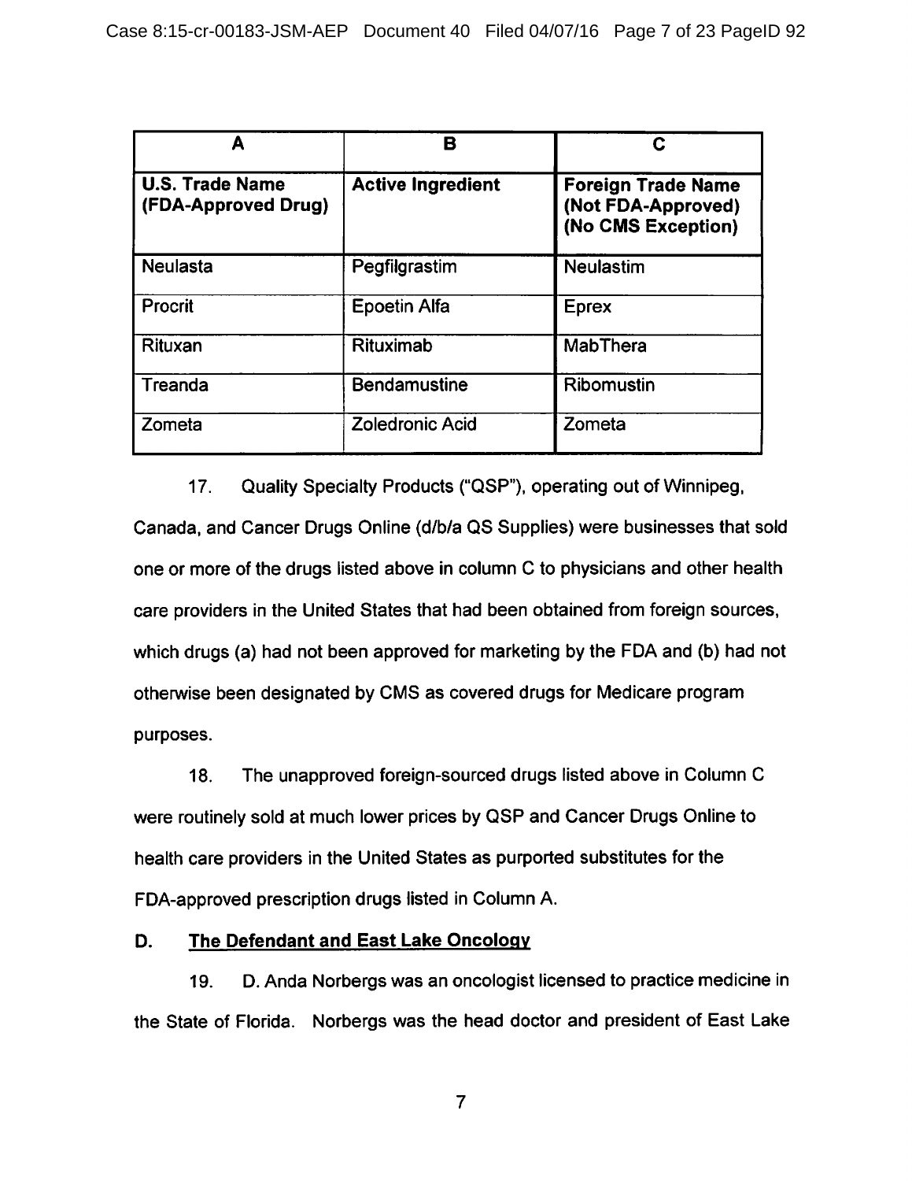| A | B | C |
|---|---|---|
| **U.S. Trade Name (FDA-Approved Drug)** | **Active Ingredient** | **Foreign Trade Name (Not FDA-Approved) (No CMS Exception)** |
| Neulasta | Pegfilgrastim | Neulastim |
| Procrit | Epoetin Alfa | Eprex |
| Rituxan | Rituximab | MabThera |
| Treanda | Bendamustine | Ribomustin |
| Zometa | Zoledronic Acid | Zometa |

17. Quality Specialty Products ("QSP"), operating out of Winnipeg, Canada, and Cancer Drugs Online (d/b/a QS Supplies) were businesses that sold one or more of the drugs listed above in column C to physicians and other health care providers in the United States that had been obtained from foreign sources, which drugs (a) had not been approved for marketing by the FDA and (b) had not otherwise been designated by CMS as covered drugs for Medicare program purposes.

18. The unapproved foreign-sourced drugs listed above in Column C were routinely sold at much lower prices by QSP and Cancer Drugs Online to health care providers in the United States as purported substitutes for the FDA-approved prescription drugs listed in Column A.

## D. The Defendant and East Lake Oncology

19. D. Anda Norbergs was an oncologist licensed to practice medicine in the State of Florida. Norbergs was the head doctor and president of East Lake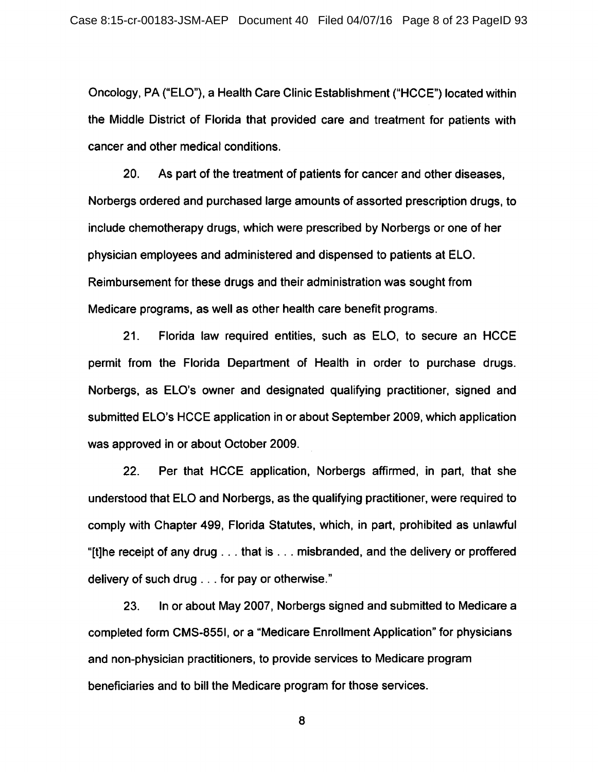Oncology, PA ("ELO"), a Health Care Clinic Establishment ("HCCE") located within the Middle District of Florida that provided care and treatment for patients with cancer and other medical conditions.

20. As part of the treatment of patients for cancer and other diseases, Norbergs ordered and purchased large amounts of assorted prescription drugs, to include chemotherapy drugs, which were prescribed by Norbergs or one of her physician employees and administered and dispensed to patients at ELO. Reimbursement for these drugs and their administration was sought from Medicare programs, as well as other health care benefit programs.

21. Florida law required entities, such as ELO, to secure an HCCE permit from the Florida Department of Health in order to purchase drugs. Norbergs, as ELO's owner and designated qualifying practitioner, signed and submitted ELO's HCCE application in or about September 2009, which application was approved in or about October 2009.

22. Per that HCCE application, Norbergs affirmed, in part, that she understood that ELO and Norbergs, as the qualifying practitioner, were required to comply with Chapter 499, Florida Statutes, which, in part, prohibited as unlawful "[t]he receipt of any drug . . . that is . . . misbranded, and the delivery or proffered delivery of such drug . . . for pay or otherwise."

23. In or about May 2007, Norbergs signed and submitted to Medicare a completed form CMS-855I, or a "Medicare Enrollment Application" for physicians and non-physician practitioners, to provide services to Medicare program beneficiaries and to bill the Medicare program for those services.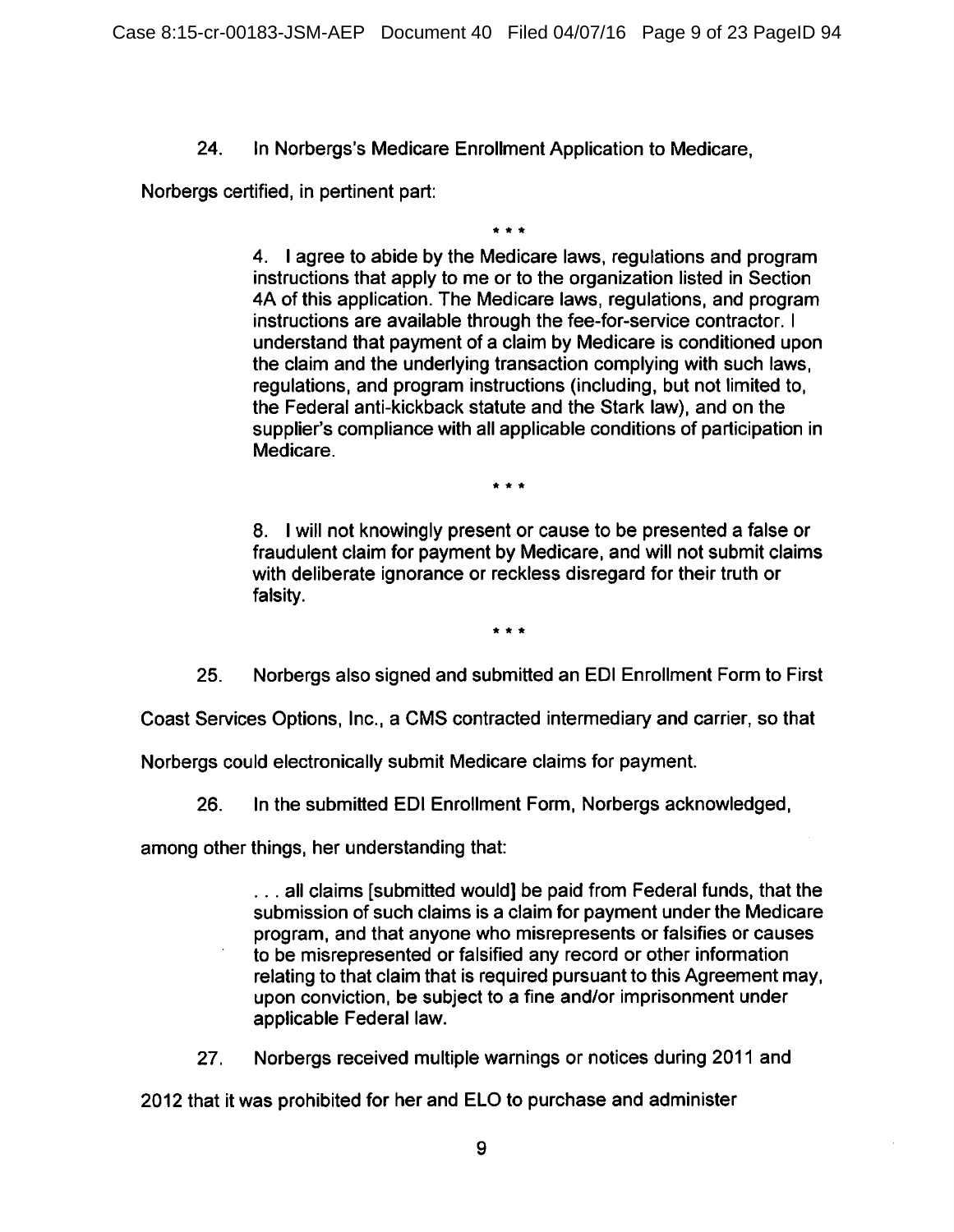24. In Norbergs's Medicare Enrollment Application to Medicare, Norbergs certified, in pertinent part:

\* \* \*

> 4. I agree to abide by the Medicare laws, regulations and program instructions that apply to me or to the organization listed in Section 4A of this application. The Medicare laws, regulations, and program instructions are available through the fee-for-service contractor. I understand that payment of a claim by Medicare is conditioned upon the claim and the underlying transaction complying with such laws, regulations, and program instructions (including, but not limited to, the Federal anti-kickback statute and the Stark law), and on the supplier's compliance with all applicable conditions of participation in Medicare.
>
> \* \* \*
>
> 8. I will not knowingly present or cause to be presented a false or fraudulent claim for payment by Medicare, and will not submit claims with deliberate ignorance or reckless disregard for their truth or falsity.

\* \* \*

25. Norbergs also signed and submitted an EDI Enrollment Form to First Coast Services Options, Inc., a CMS contracted intermediary and carrier, so that Norbergs could electronically submit Medicare claims for payment.

26. In the submitted EDI Enrollment Form, Norbergs acknowledged, among other things, her understanding that:

> . . . all claims [submitted would] be paid from Federal funds, that the submission of such claims is a claim for payment under the Medicare program, and that anyone who misrepresents or falsifies or causes to be misrepresented or falsified any record or other information relating to that claim that is required pursuant to this Agreement may, upon conviction, be subject to a fine and/or imprisonment under applicable Federal law.

27. Norbergs received multiple warnings or notices during 2011 and 2012 that it was prohibited for her and ELO to purchase and administer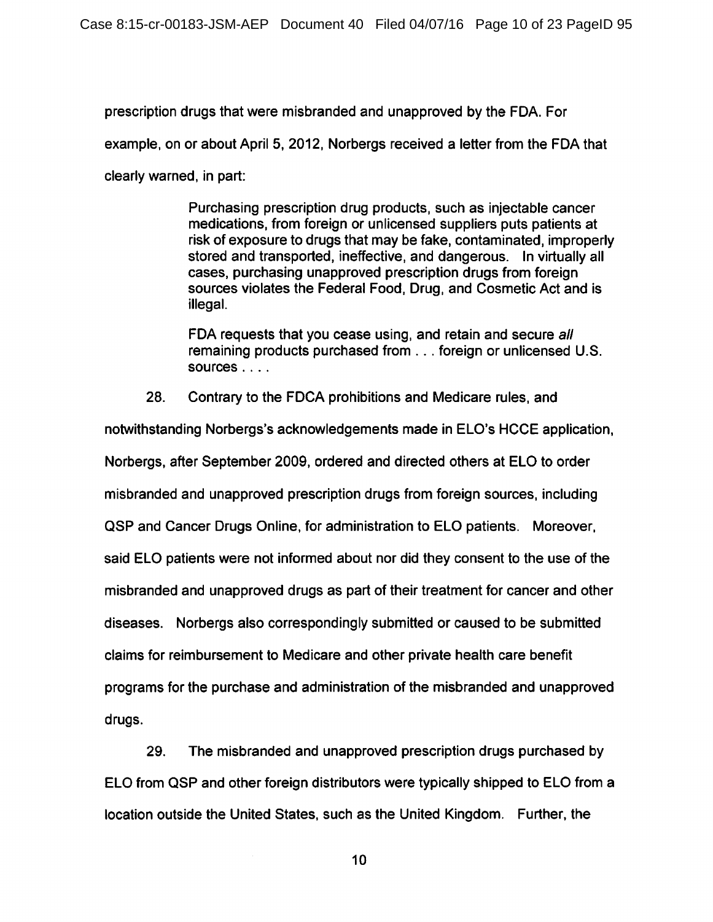prescription drugs that were misbranded and unapproved by the FDA. For example, on or about April 5, 2012, Norbergs received a letter from the FDA that clearly warned, in part:

> Purchasing prescription drug products, such as injectable cancer medications, from foreign or unlicensed suppliers puts patients at risk of exposure to drugs that may be fake, contaminated, improperly stored and transported, ineffective, and dangerous. In virtually all cases, purchasing unapproved prescription drugs from foreign sources violates the Federal Food, Drug, and Cosmetic Act and is illegal.
>
> FDA requests that you cease using, and retain and secure *all* remaining products purchased from . . . foreign or unlicensed U.S. sources . . . .

28. Contrary to the FDCA prohibitions and Medicare rules, and notwithstanding Norbergs's acknowledgements made in ELO's HCCE application, Norbergs, after September 2009, ordered and directed others at ELO to order misbranded and unapproved prescription drugs from foreign sources, including QSP and Cancer Drugs Online, for administration to ELO patients. Moreover, said ELO patients were not informed about nor did they consent to the use of the misbranded and unapproved drugs as part of their treatment for cancer and other diseases. Norbergs also correspondingly submitted or caused to be submitted claims for reimbursement to Medicare and other private health care benefit programs for the purchase and administration of the misbranded and unapproved drugs.

29. The misbranded and unapproved prescription drugs purchased by ELO from QSP and other foreign distributors were typically shipped to ELO from a location outside the United States, such as the United Kingdom. Further, the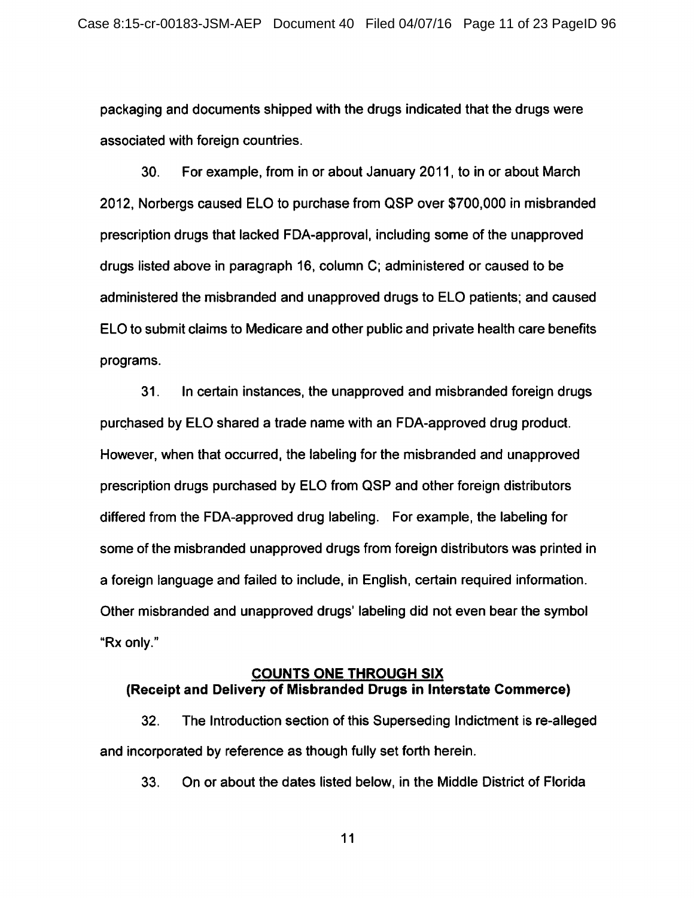packaging and documents shipped with the drugs indicated that the drugs were associated with foreign countries.

30. For example, from in or about January 2011, to in or about March 2012, Norbergs caused ELO to purchase from QSP over $700,000 in misbranded prescription drugs that lacked FDA-approval, including some of the unapproved drugs listed above in paragraph 16, column C; administered or caused to be administered the misbranded and unapproved drugs to ELO patients; and caused ELO to submit claims to Medicare and other public and private health care benefits programs.

31. In certain instances, the unapproved and misbranded foreign drugs purchased by ELO shared a trade name with an FDA-approved drug product. However, when that occurred, the labeling for the misbranded and unapproved prescription drugs purchased by ELO from QSP and other foreign distributors differed from the FDA-approved drug labeling. For example, the labeling for some of the misbranded unapproved drugs from foreign distributors was printed in a foreign language and failed to include, in English, certain required information. Other misbranded and unapproved drugs' labeling did not even bear the symbol "Rx only."

## COUNTS ONE THROUGH SIX
## (Receipt and Delivery of Misbranded Drugs in Interstate Commerce)

32. The Introduction section of this Superseding Indictment is re-alleged and incorporated by reference as though fully set forth herein.

33. On or about the dates listed below, in the Middle District of Florida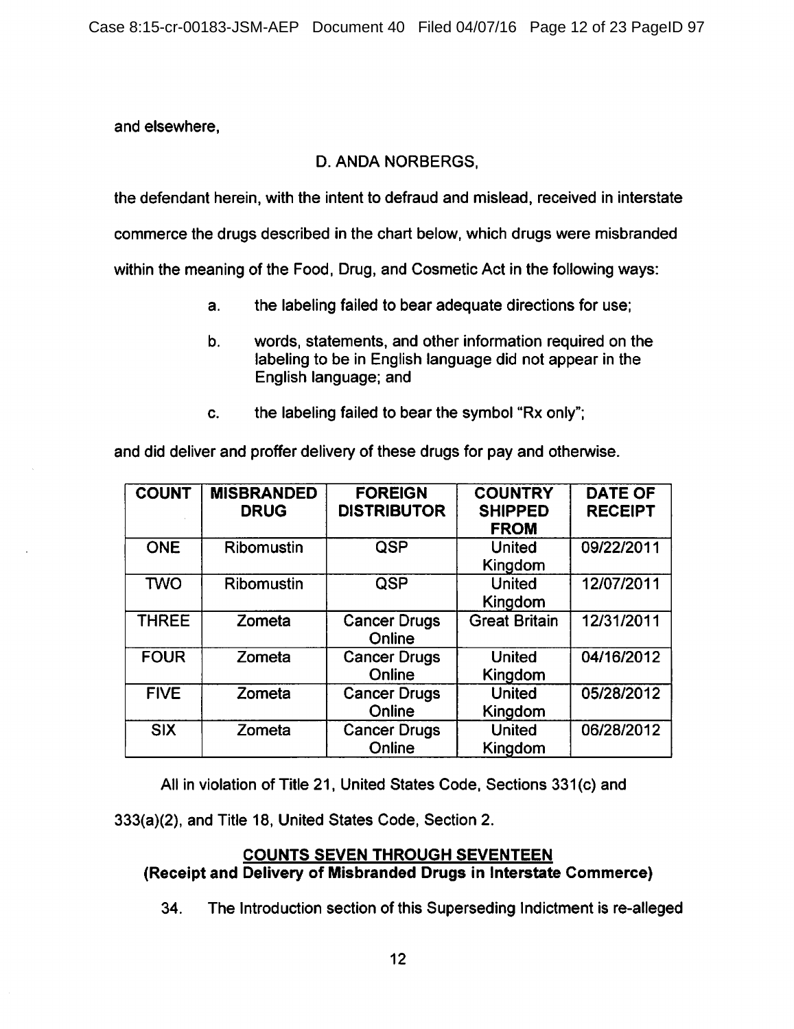and elsewhere,

D. ANDA NORBERGS,

the defendant herein, with the intent to defraud and mislead, received in interstate commerce the drugs described in the chart below, which drugs were misbranded within the meaning of the Food, Drug, and Cosmetic Act in the following ways:

a. the labeling failed to bear adequate directions for use;

b. words, statements, and other information required on the labeling to be in English language did not appear in the English language; and

c. the labeling failed to bear the symbol "Rx only";

and did deliver and proffer delivery of these drugs for pay and otherwise.

| COUNT | MISBRANDED DRUG | FOREIGN DISTRIBUTOR | COUNTRY SHIPPED FROM | DATE OF RECEIPT |
|---|---|---|---|---|
| ONE | Ribomustin | QSP | United Kingdom | 09/22/2011 |
| TWO | Ribomustin | QSP | United Kingdom | 12/07/2011 |
| THREE | Zometa | Cancer Drugs Online | Great Britain | 12/31/2011 |
| FOUR | Zometa | Cancer Drugs Online | United Kingdom | 04/16/2012 |
| FIVE | Zometa | Cancer Drugs Online | United Kingdom | 05/28/2012 |
| SIX | Zometa | Cancer Drugs Online | United Kingdom | 06/28/2012 |

All in violation of Title 21, United States Code, Sections 331(c) and 333(a)(2), and Title 18, United States Code, Section 2.

**COUNTS SEVEN THROUGH SEVENTEEN**
**(Receipt and Delivery of Misbranded Drugs in Interstate Commerce)**

34. The Introduction section of this Superseding Indictment is re-alleged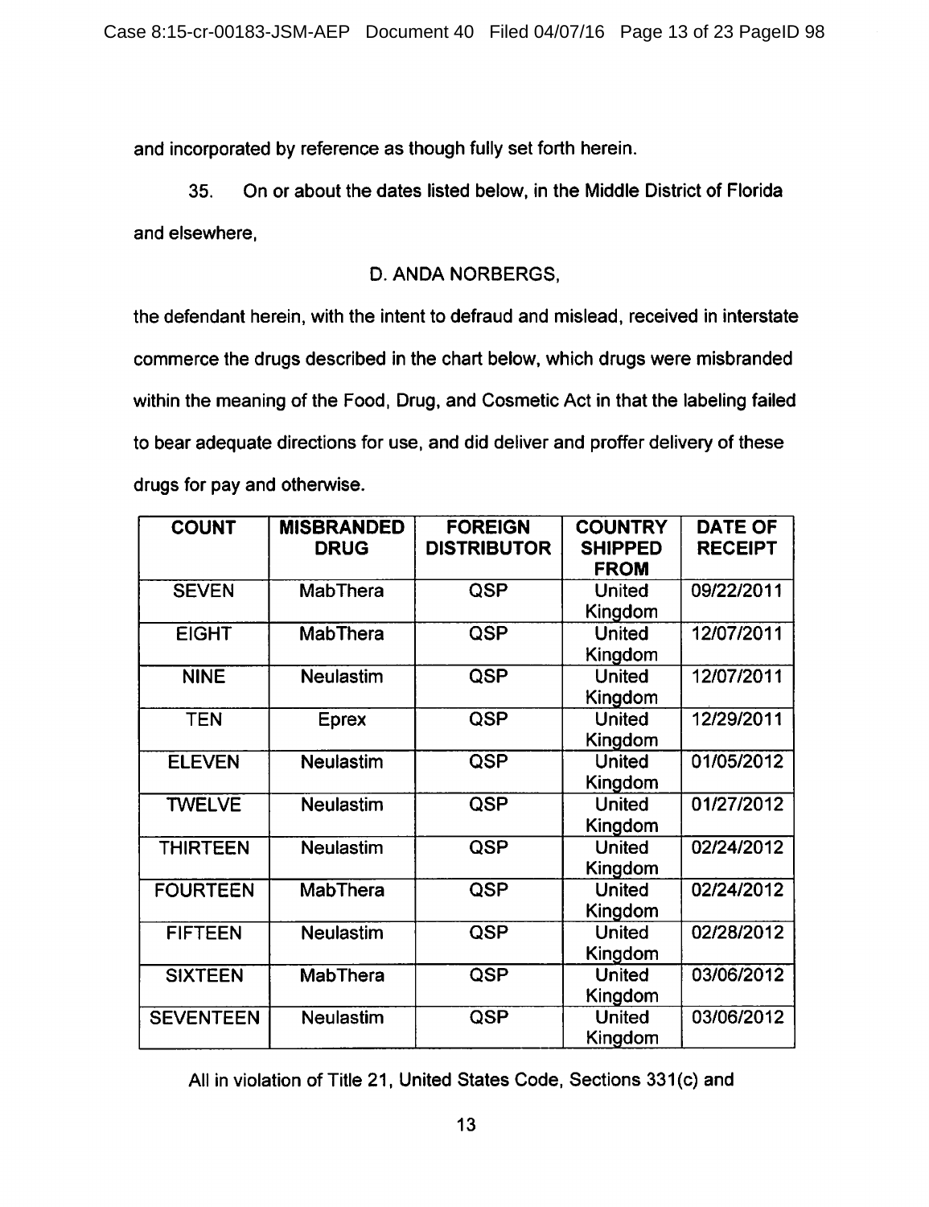and incorporated by reference as though fully set forth herein.

35. On or about the dates listed below, in the Middle District of Florida and elsewhere,

D. ANDA NORBERGS,

the defendant herein, with the intent to defraud and mislead, received in interstate commerce the drugs described in the chart below, which drugs were misbranded within the meaning of the Food, Drug, and Cosmetic Act in that the labeling failed to bear adequate directions for use, and did deliver and proffer delivery of these drugs for pay and otherwise.

| COUNT | MISBRANDED DRUG | FOREIGN DISTRIBUTOR | COUNTRY SHIPPED FROM | DATE OF RECEIPT |
|---|---|---|---|---|
| SEVEN | MabThera | QSP | United Kingdom | 09/22/2011 |
| EIGHT | MabThera | QSP | United Kingdom | 12/07/2011 |
| NINE | Neulastim | QSP | United Kingdom | 12/07/2011 |
| TEN | Eprex | QSP | United Kingdom | 12/29/2011 |
| ELEVEN | Neulastim | QSP | United Kingdom | 01/05/2012 |
| TWELVE | Neulastim | QSP | United Kingdom | 01/27/2012 |
| THIRTEEN | Neulastim | QSP | United Kingdom | 02/24/2012 |
| FOURTEEN | MabThera | QSP | United Kingdom | 02/24/2012 |
| FIFTEEN | Neulastim | QSP | United Kingdom | 02/28/2012 |
| SIXTEEN | MabThera | QSP | United Kingdom | 03/06/2012 |
| SEVENTEEN | Neulastim | QSP | United Kingdom | 03/06/2012 |

All in violation of Title 21, United States Code, Sections 331(c) and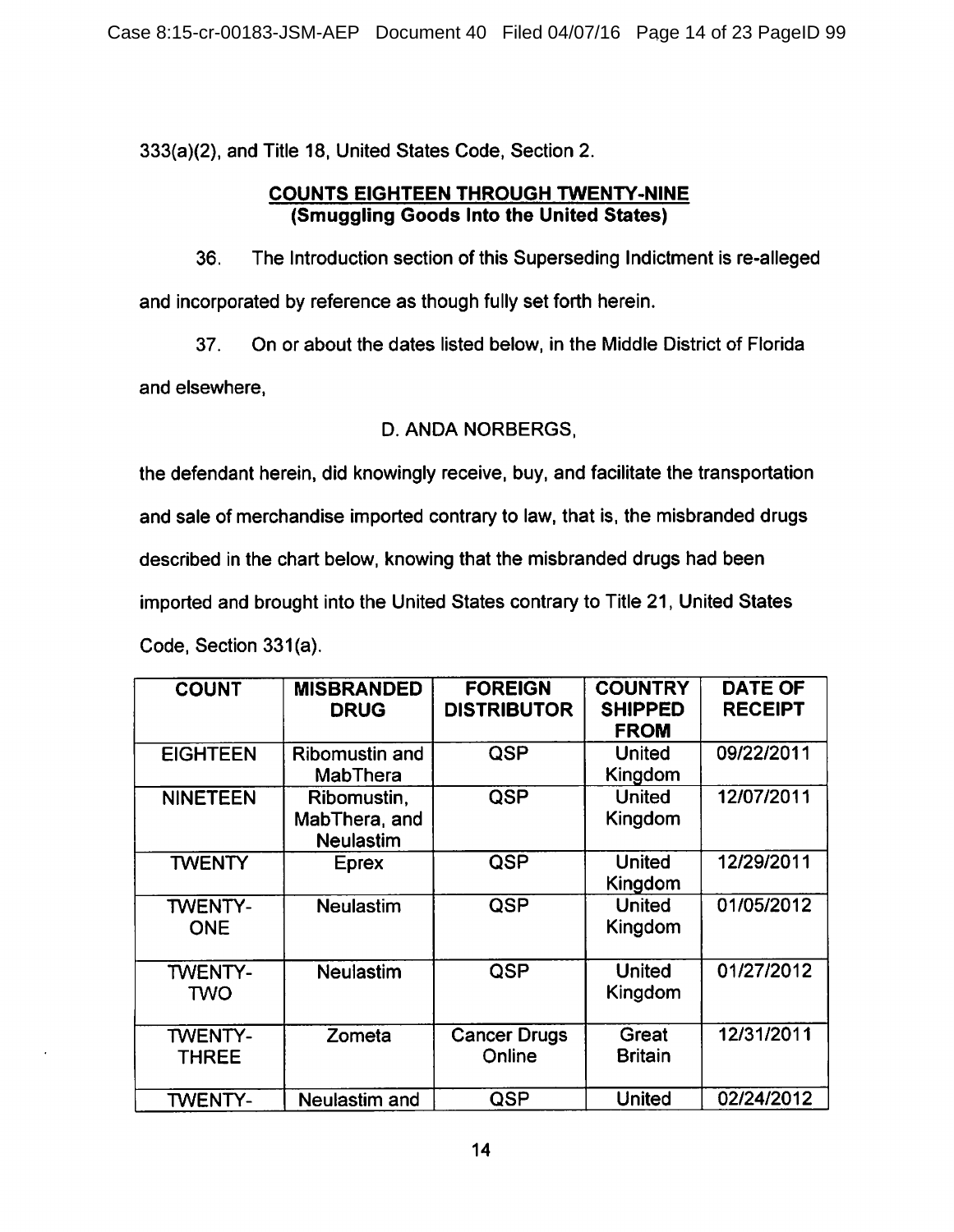333(a)(2), and Title 18, United States Code, Section 2.

**COUNTS EIGHTEEN THROUGH TWENTY-NINE**
**(Smuggling Goods Into the United States)**

36. The Introduction section of this Superseding Indictment is re-alleged and incorporated by reference as though fully set forth herein.

37. On or about the dates listed below, in the Middle District of Florida and elsewhere,

D. ANDA NORBERGS,

the defendant herein, did knowingly receive, buy, and facilitate the transportation and sale of merchandise imported contrary to law, that is, the misbranded drugs described in the chart below, knowing that the misbranded drugs had been imported and brought into the United States contrary to Title 21, United States Code, Section 331(a).

| COUNT | MISBRANDED DRUG | FOREIGN DISTRIBUTOR | COUNTRY SHIPPED FROM | DATE OF RECEIPT |
|---|---|---|---|---|
| EIGHTEEN | Ribomustin and MabThera | QSP | United Kingdom | 09/22/2011 |
| NINETEEN | Ribomustin, MabThera, and Neulastim | QSP | United Kingdom | 12/07/2011 |
| TWENTY | Eprex | QSP | United Kingdom | 12/29/2011 |
| TWENTY-ONE | Neulastim | QSP | United Kingdom | 01/05/2012 |
| TWENTY-TWO | Neulastim | QSP | United Kingdom | 01/27/2012 |
| TWENTY-THREE | Zometa | Cancer Drugs Online | Great Britain | 12/31/2011 |
| TWENTY- | Neulastim and | QSP | United | 02/24/2012 |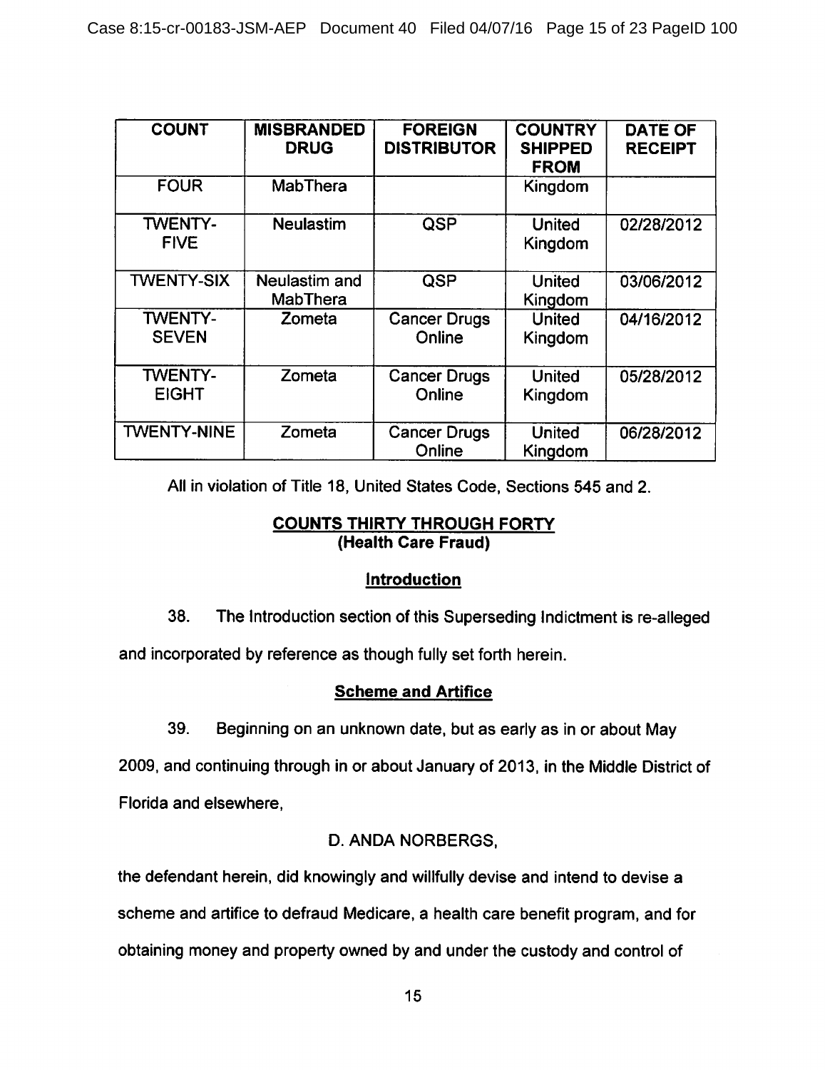| COUNT | MISBRANDED DRUG | FOREIGN DISTRIBUTOR | COUNTRY SHIPPED FROM | DATE OF RECEIPT |
|---|---|---|---|---|
| FOUR | MabThera | | Kingdom | |
| TWENTY-FIVE | Neulastim | QSP | United Kingdom | 02/28/2012 |
| TWENTY-SIX | Neulastim and MabThera | QSP | United Kingdom | 03/06/2012 |
| TWENTY-SEVEN | Zometa | Cancer Drugs Online | United Kingdom | 04/16/2012 |
| TWENTY-EIGHT | Zometa | Cancer Drugs Online | United Kingdom | 05/28/2012 |
| TWENTY-NINE | Zometa | Cancer Drugs Online | United Kingdom | 06/28/2012 |

All in violation of Title 18, United States Code, Sections 545 and 2.

## COUNTS THIRTY THROUGH FORTY
### (Health Care Fraud)

### Introduction

38. The Introduction section of this Superseding Indictment is re-alleged and incorporated by reference as though fully set forth herein.

### Scheme and Artifice

39. Beginning on an unknown date, but as early as in or about May 2009, and continuing through in or about January of 2013, in the Middle District of Florida and elsewhere,

D. ANDA NORBERGS,

the defendant herein, did knowingly and willfully devise and intend to devise a scheme and artifice to defraud Medicare, a health care benefit program, and for obtaining money and property owned by and under the custody and control of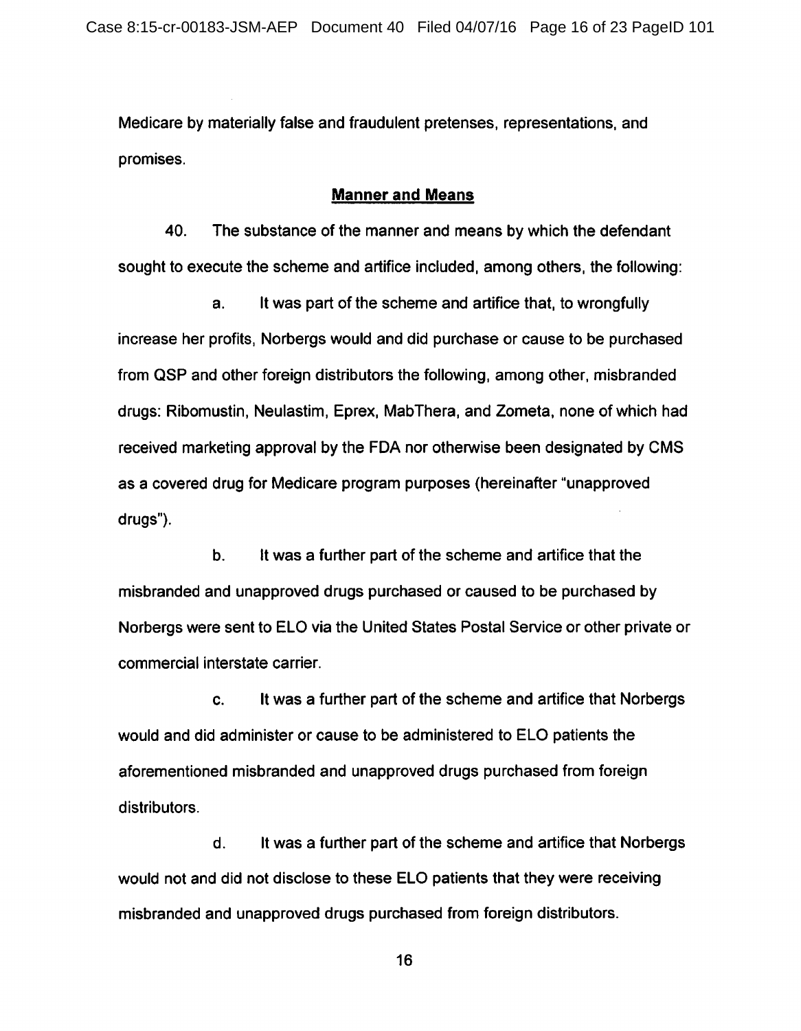Medicare by materially false and fraudulent pretenses, representations, and promises.

## **Manner and Means**

40. The substance of the manner and means by which the defendant sought to execute the scheme and artifice included, among others, the following:

a. It was part of the scheme and artifice that, to wrongfully increase her profits, Norbergs would and did purchase or cause to be purchased from QSP and other foreign distributors the following, among other, misbranded drugs: Ribomustin, Neulastim, Eprex, MabThera, and Zometa, none of which had received marketing approval by the FDA nor otherwise been designated by CMS as a covered drug for Medicare program purposes (hereinafter "unapproved drugs").

b. It was a further part of the scheme and artifice that the misbranded and unapproved drugs purchased or caused to be purchased by Norbergs were sent to ELO via the United States Postal Service or other private or commercial interstate carrier.

c. It was a further part of the scheme and artifice that Norbergs would and did administer or cause to be administered to ELO patients the aforementioned misbranded and unapproved drugs purchased from foreign distributors.

d. It was a further part of the scheme and artifice that Norbergs would not and did not disclose to these ELO patients that they were receiving misbranded and unapproved drugs purchased from foreign distributors.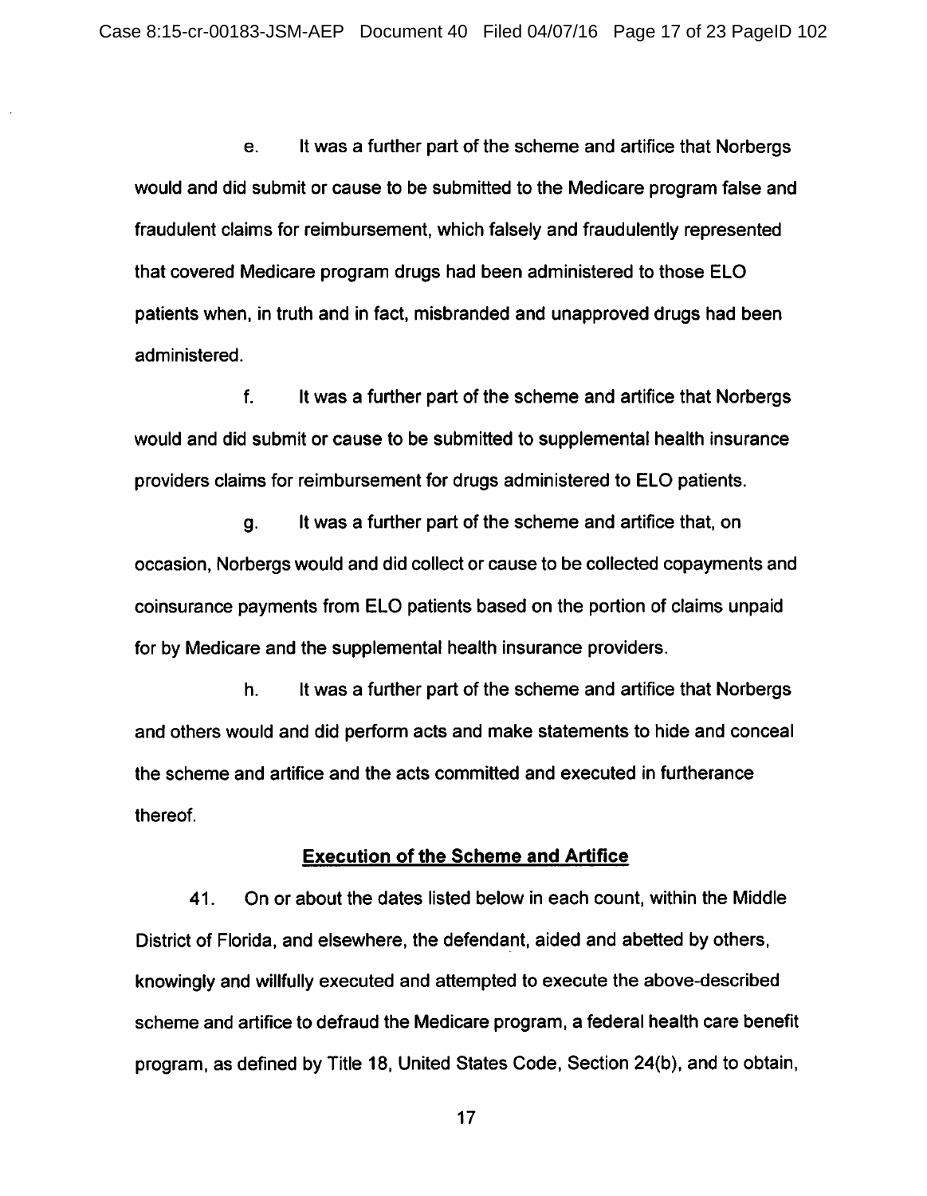e. It was a further part of the scheme and artifice that Norbergs would and did submit or cause to be submitted to the Medicare program false and fraudulent claims for reimbursement, which falsely and fraudulently represented that covered Medicare program drugs had been administered to those ELO patients when, in truth and in fact, misbranded and unapproved drugs had been administered.

f. It was a further part of the scheme and artifice that Norbergs would and did submit or cause to be submitted to supplemental health insurance providers claims for reimbursement for drugs administered to ELO patients.

g. It was a further part of the scheme and artifice that, on occasion, Norbergs would and did collect or cause to be collected copayments and coinsurance payments from ELO patients based on the portion of claims unpaid for by Medicare and the supplemental health insurance providers.

h. It was a further part of the scheme and artifice that Norbergs and others would and did perform acts and make statements to hide and conceal the scheme and artifice and the acts committed and executed in furtherance thereof.

**Execution of the Scheme and Artifice**

41. On or about the dates listed below in each count, within the Middle District of Florida, and elsewhere, the defendant, aided and abetted by others, knowingly and willfully executed and attempted to execute the above-described scheme and artifice to defraud the Medicare program, a federal health care benefit program, as defined by Title 18, United States Code, Section 24(b), and to obtain,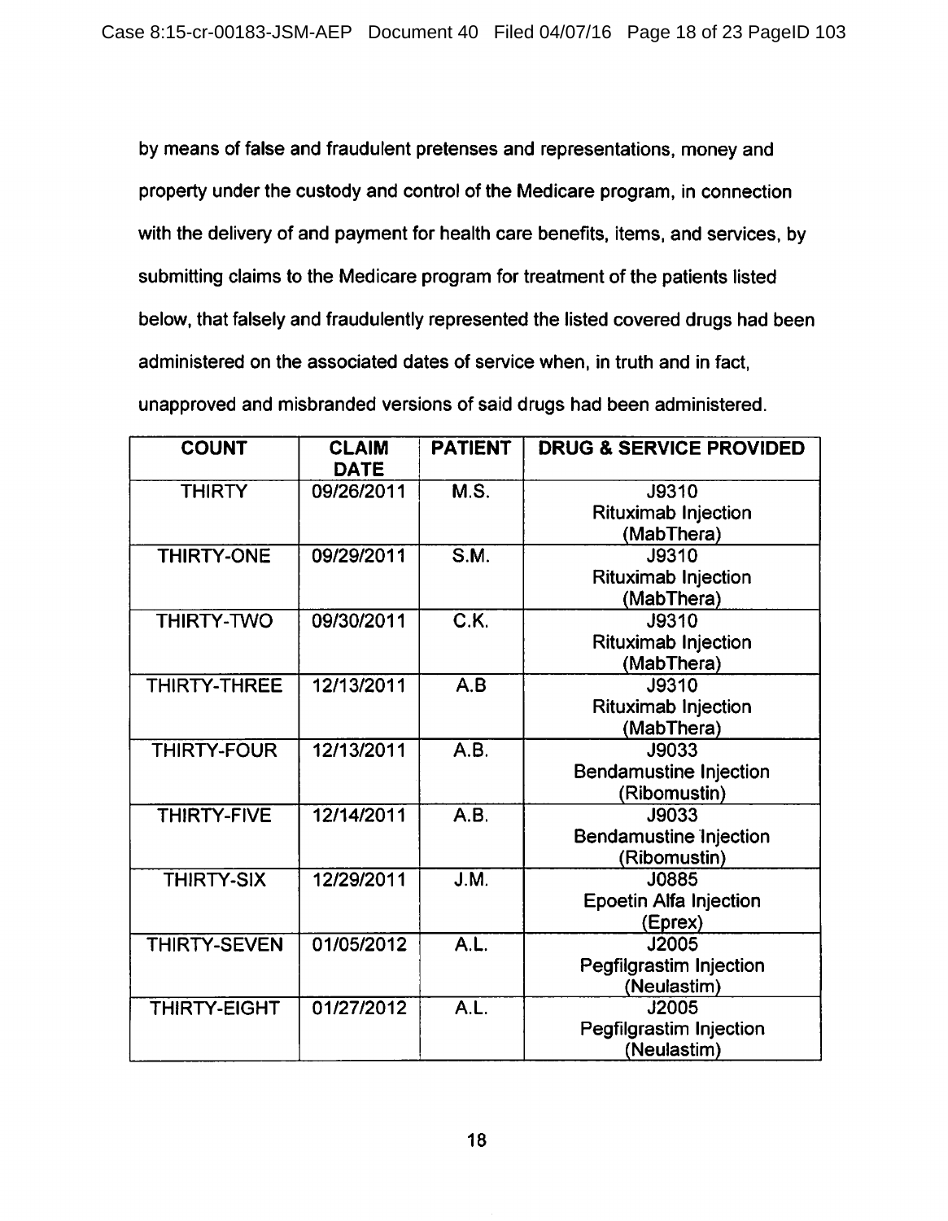by means of false and fraudulent pretenses and representations, money and property under the custody and control of the Medicare program, in connection with the delivery of and payment for health care benefits, items, and services, by submitting claims to the Medicare program for treatment of the patients listed below, that falsely and fraudulently represented the listed covered drugs had been administered on the associated dates of service when, in truth and in fact, unapproved and misbranded versions of said drugs had been administered.

| COUNT | CLAIM DATE | PATIENT | DRUG & SERVICE PROVIDED |
|---|---|---|---|
| THIRTY | 09/26/2011 | M.S. | J9310 Rituximab Injection (MabThera) |
| THIRTY-ONE | 09/29/2011 | S.M. | J9310 Rituximab Injection (MabThera) |
| THIRTY-TWO | 09/30/2011 | C.K. | J9310 Rituximab Injection (MabThera) |
| THIRTY-THREE | 12/13/2011 | A.B | J9310 Rituximab Injection (MabThera) |
| THIRTY-FOUR | 12/13/2011 | A.B. | J9033 Bendamustine Injection (Ribomustin) |
| THIRTY-FIVE | 12/14/2011 | A.B. | J9033 Bendamustine Injection (Ribomustin) |
| THIRTY-SIX | 12/29/2011 | J.M. | J0885 Epoetin Alfa Injection (Eprex) |
| THIRTY-SEVEN | 01/05/2012 | A.L. | J2005 Pegfilgrastim Injection (Neulastim) |
| THIRTY-EIGHT | 01/27/2012 | A.L. | J2005 Pegfilgrastim Injection (Neulastim) |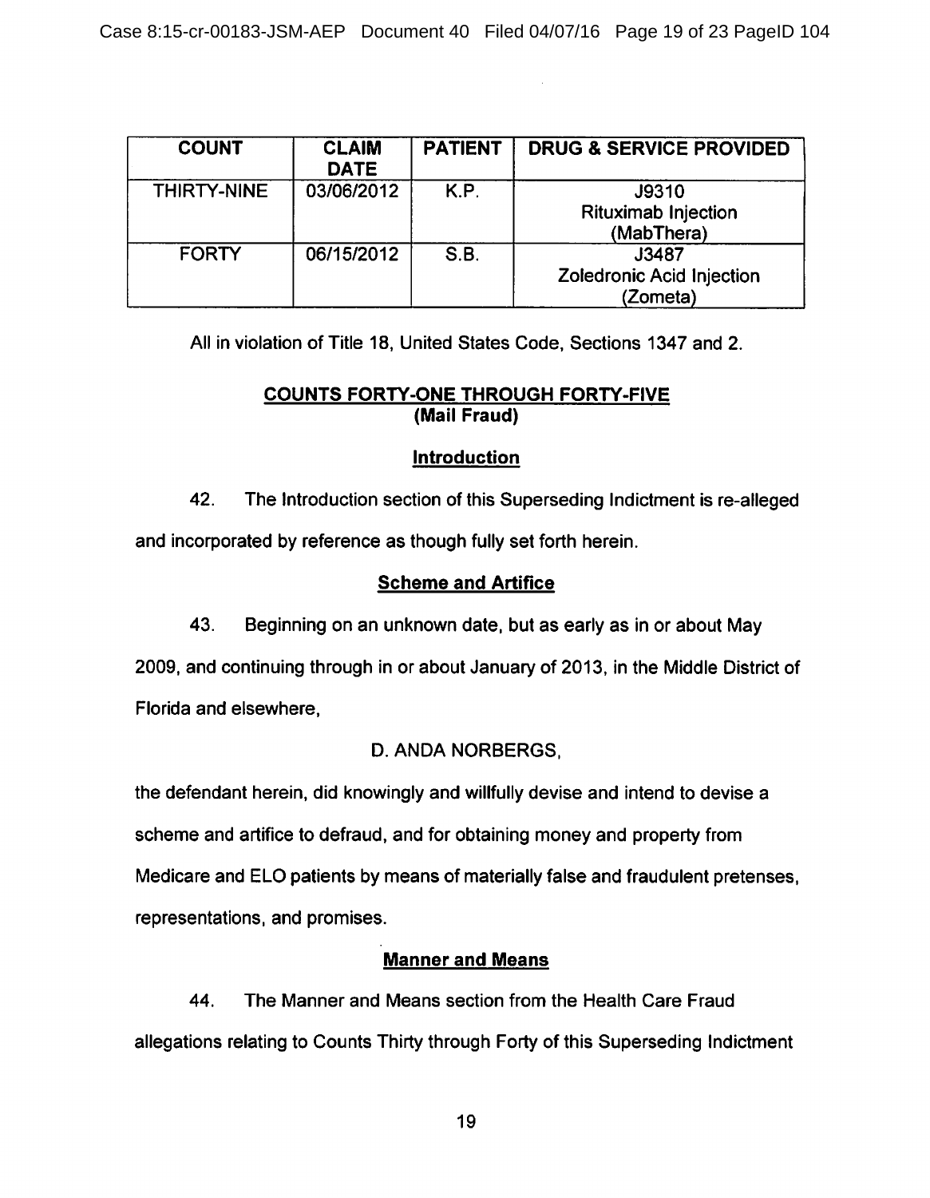| COUNT | CLAIM DATE | PATIENT | DRUG & SERVICE PROVIDED |
|---|---|---|---|
| THIRTY-NINE | 03/06/2012 | K.P. | J9310 Rituximab Injection (MabThera) |
| FORTY | 06/15/2012 | S.B. | J3487 Zoledronic Acid Injection (Zometa) |

All in violation of Title 18, United States Code, Sections 1347 and 2.

## COUNTS FORTY-ONE THROUGH FORTY-FIVE
**(Mail Fraud)**

### Introduction

42. The Introduction section of this Superseding Indictment is re-alleged and incorporated by reference as though fully set forth herein.

### Scheme and Artifice

43. Beginning on an unknown date, but as early as in or about May 2009, and continuing through in or about January of 2013, in the Middle District of Florida and elsewhere,

D. ANDA NORBERGS,

the defendant herein, did knowingly and willfully devise and intend to devise a scheme and artifice to defraud, and for obtaining money and property from Medicare and ELO patients by means of materially false and fraudulent pretenses, representations, and promises.

### Manner and Means

44. The Manner and Means section from the Health Care Fraud allegations relating to Counts Thirty through Forty of this Superseding Indictment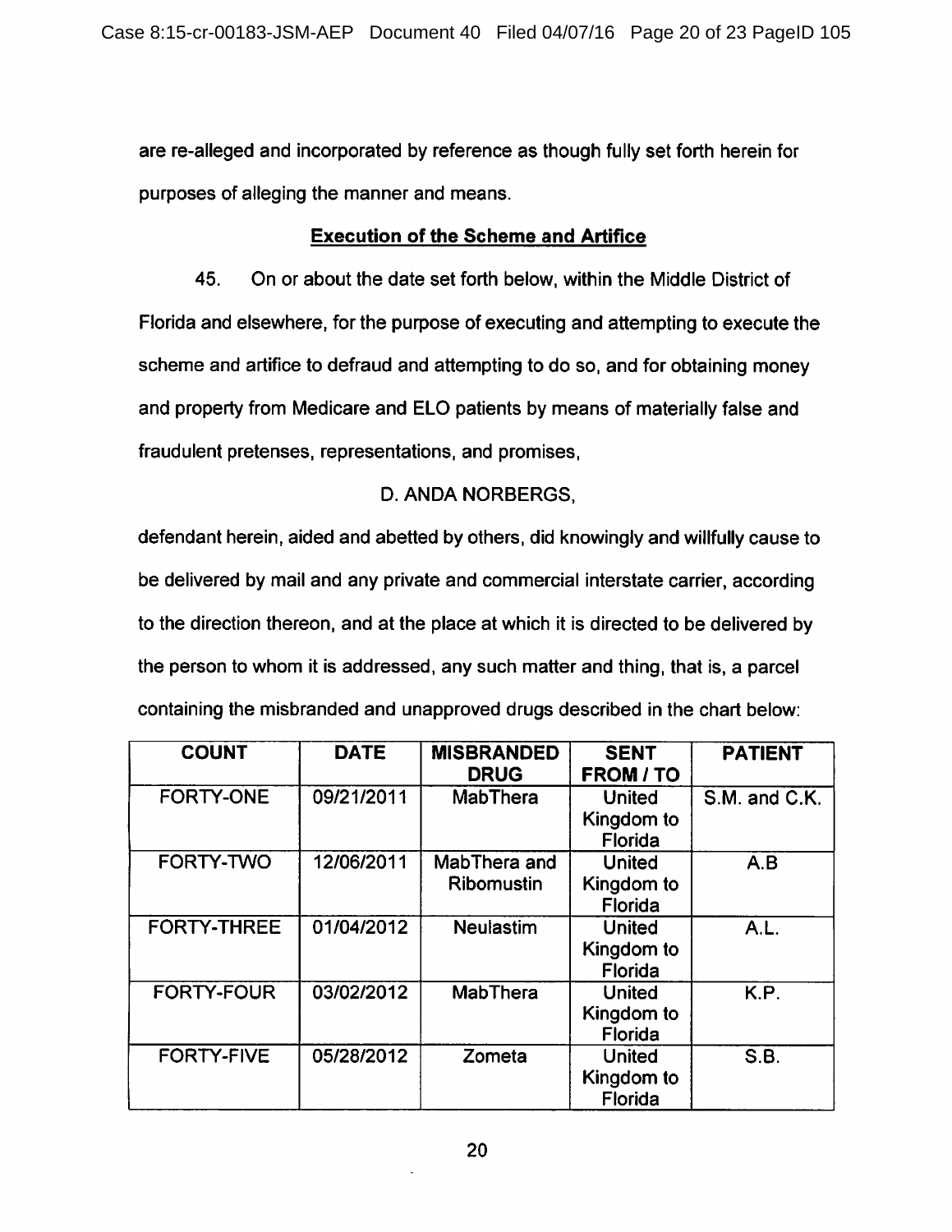are re-alleged and incorporated by reference as though fully set forth herein for purposes of alleging the manner and means.

**Execution of the Scheme and Artifice**

45. On or about the date set forth below, within the Middle District of Florida and elsewhere, for the purpose of executing and attempting to execute the scheme and artifice to defraud and attempting to do so, and for obtaining money and property from Medicare and ELO patients by means of materially false and fraudulent pretenses, representations, and promises,

D. ANDA NORBERGS,

defendant herein, aided and abetted by others, did knowingly and willfully cause to be delivered by mail and any private and commercial interstate carrier, according to the direction thereon, and at the place at which it is directed to be delivered by the person to whom it is addressed, any such matter and thing, that is, a parcel containing the misbranded and unapproved drugs described in the chart below:

| COUNT | DATE | MISBRANDED DRUG | SENT FROM / TO | PATIENT |
|---|---|---|---|---|
| FORTY-ONE | 09/21/2011 | MabThera | United Kingdom to Florida | S.M. and C.K. |
| FORTY-TWO | 12/06/2011 | MabThera and Ribomustin | United Kingdom to Florida | A.B |
| FORTY-THREE | 01/04/2012 | Neulastim | United Kingdom to Florida | A.L. |
| FORTY-FOUR | 03/02/2012 | MabThera | United Kingdom to Florida | K.P. |
| FORTY-FIVE | 05/28/2012 | Zometa | United Kingdom to Florida | S.B. |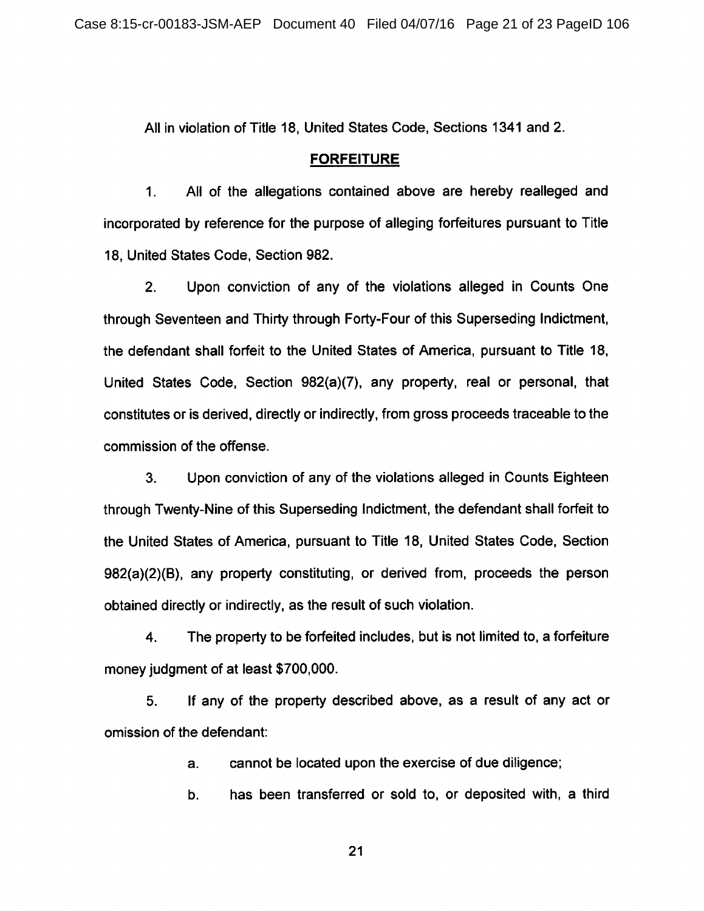All in violation of Title 18, United States Code, Sections 1341 and 2.

## FORFEITURE

1. All of the allegations contained above are hereby realleged and incorporated by reference for the purpose of alleging forfeitures pursuant to Title 18, United States Code, Section 982.

2. Upon conviction of any of the violations alleged in Counts One through Seventeen and Thirty through Forty-Four of this Superseding Indictment, the defendant shall forfeit to the United States of America, pursuant to Title 18, United States Code, Section 982(a)(7), any property, real or personal, that constitutes or is derived, directly or indirectly, from gross proceeds traceable to the commission of the offense.

3. Upon conviction of any of the violations alleged in Counts Eighteen through Twenty-Nine of this Superseding Indictment, the defendant shall forfeit to the United States of America, pursuant to Title 18, United States Code, Section 982(a)(2)(B), any property constituting, or derived from, proceeds the person obtained directly or indirectly, as the result of such violation.

4. The property to be forfeited includes, but is not limited to, a forfeiture money judgment of at least $700,000.

5. If any of the property described above, as a result of any act or omission of the defendant:

   a. cannot be located upon the exercise of due diligence;

   b. has been transferred or sold to, or deposited with, a third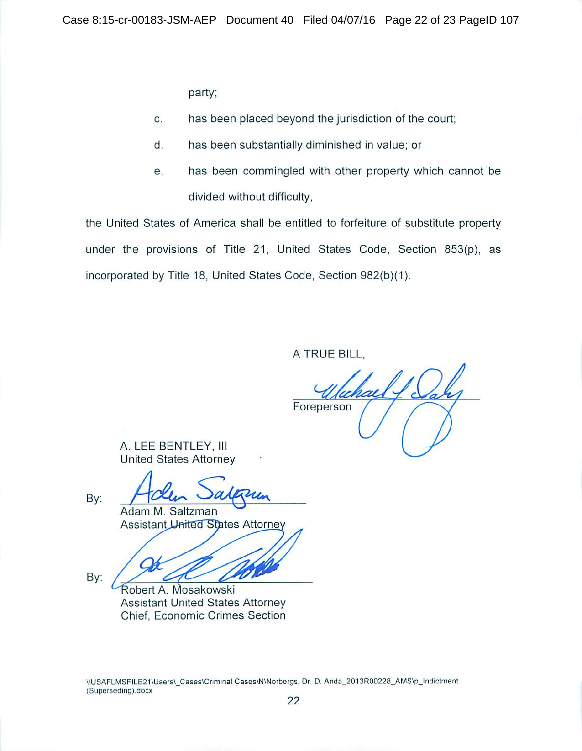party;

c. has been placed beyond the jurisdiction of the court;

d. has been substantially diminished in value; or

e. has been commingled with other property which cannot be divided without difficulty,

the United States of America shall be entitled to forfeiture of substitute property under the provisions of Title 21, United States Code, Section 853(p), as incorporated by Title 18, United States Code, Section 982(b)(1).

A TRUE BILL,

Foreperson

A. LEE BENTLEY, III
United States Attorney

By:
Adam M. Saltzman
Assistant United States Attorney

By:
Robert A. Mosakowski
Assistant United States Attorney
Chief, Economic Crimes Section

\\USAFLMSFILE21\Users\_Cases\Criminal Cases\N\Norbergs, Dr. D. Anda_2013R00228_AMS\p_Indictment (Superseding).docx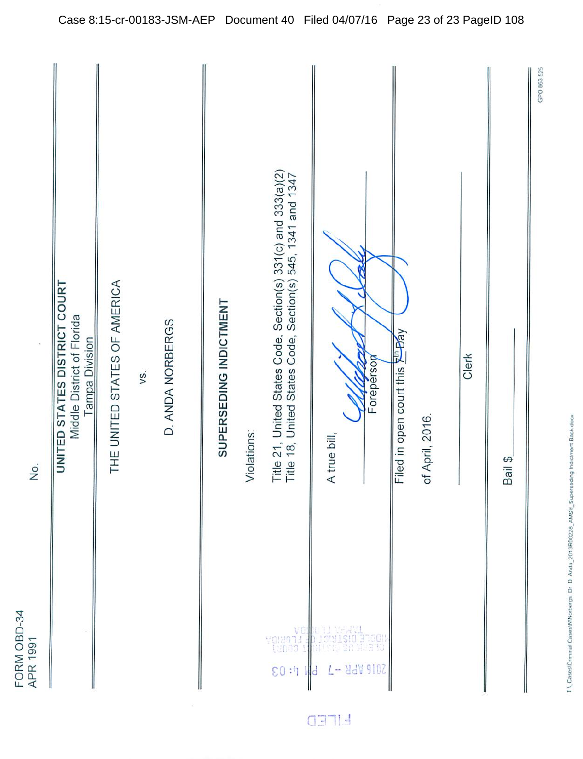FORM OBD-34
APR 1991

No.

**UNITED STATES DISTRICT COURT**
Middle District of Florida
Tampa Division

THE UNITED STATES OF AMERICA

vs.

D. ANDA NORBERGS

**SUPERSEDING INDICTMENT**

Violations:

Title 21, United States Code, Section(s) 331(c) and 333(a)(2)
Title 18, United States Code, Section(s) 545, 1341 and 1347

A true bill,

Foreperson

Filed in open court this 7th Day

of April, 2016.

Clerk

Bail $\_\_\_\_\_\_\_\_

FILED

2016 APR -7 PM 4:03

CLERK US DISTRICT COURT
MIDDLE DISTRICT OF FLORIDA
TAMPA FLORIDA

GPO 863 525

T:\_Cases\Criminal Cases\N\Norbergs, Dr. D. Anda_2013R00228_AMS\t_Superseding Indictment Back.docx